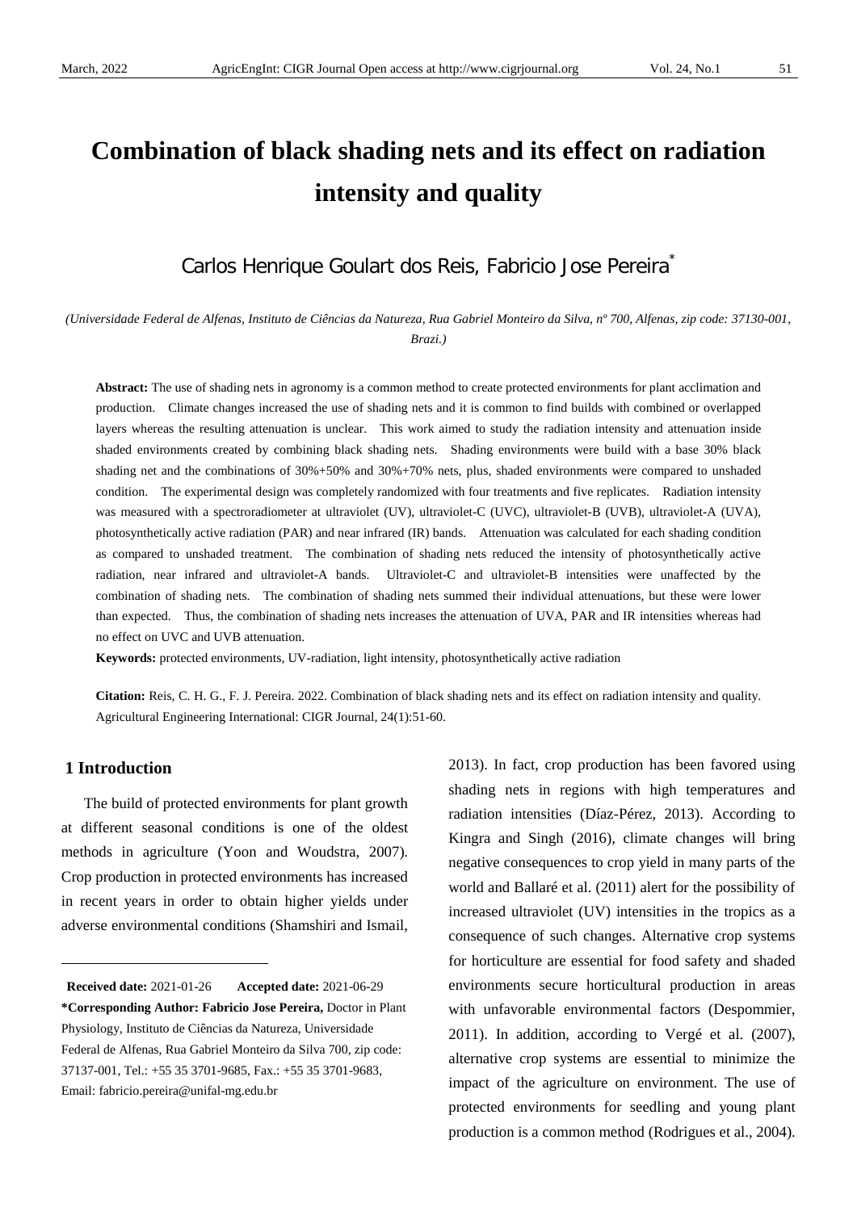# Combination of black shading nets and its effect on radiation intensity and quality

Carlos Henrique Goulart dos Reis, Fabricio Jose Pereira*

*(Universidade Federal de Alfenas, Instituto de Ciências da Natureza, Rua Gabriel Monteiro da Silva, nº 700, Alfenas, zip code: 37130-001, Brazi.)*

**Abstract:** The use of shading nets in agronomy is a common method to create protected environments for plant acclimation and production. Climate changes increased the use of shading nets and it is common to find builds with combined or overlapped layers whereas the resulting attenuation is unclear. This work aimed to study the radiation intensity and attenuation inside shaded environments created by combining black shading nets. Shading environments were build with a base 30% black shading net and the combinations of 30%+50% and 30%+70% nets, plus, shaded environments were compared to unshaded condition. The experimental design was completely randomized with four treatments and five replicates. Radiation intensity was measured with a spectroradiometer at ultraviolet (UV), ultraviolet-C (UVC), ultraviolet-B (UVB), ultraviolet-A (UVA), photosynthetically active radiation (PAR) and near infrared (IR) bands. Attenuation was calculated for each shading condition as compared to unshaded treatment. The combination of shading nets reduced the intensity of photosynthetically active radiation, near infrared and ultraviolet-A bands. Ultraviolet-C and ultraviolet-B intensities were unaffected by the combination of shading nets. The combination of shading nets summed their individual attenuations, but these were lower than expected. Thus, the combination of shading nets increases the attenuation of UVA, PAR and IR intensities whereas had no effect on UVC and UVB attenuation.

**Keywords:** protected environments, UV-radiation, light intensity, photosynthetically active radiation

**Citation:** Reis, C. H. G., F. J. Pereira. 2022. Combination of black shading nets and its effect on radiation intensity and quality. Agricultural Engineering International: CIGR Journal, 24(1):51-60.

## 1 Introduction

The build of protected environments for plant growth at different seasonal conditions is one of the oldest methods in agriculture (Yoon and Woudstra, 2007). Crop production in protected environments has increased in recent years in order to obtain higher yields under adverse environmental conditions (Shamshiri and Ismail, 2013). In fact, crop production has been favored using shading nets in regions with high temperatures and radiation intensities (Díaz-Pérez, 2013). According to Kingra and Singh (2016), climate changes will bring negative consequences to crop yield in many parts of the world and Ballaré et al. (2011) alert for the possibility of increased ultraviolet (UV) intensities in the tropics as a consequence of such changes. Alternative crop systems for horticulture are essential for food safety and shaded environments secure horticultural production in areas with unfavorable environmental factors (Despommier, 2011). In addition, according to Vergé et al. (2007), alternative crop systems are essential to minimize the impact of the agriculture on environment. The use of protected environments for seedling and young plant production is a common method (Rodrigues et al., 2004).

---

**Received date:** 2021-01-26 **Accepted date:** 2021-06-29

**\*Corresponding Author: Fabricio Jose Pereira,** Doctor in Plant Physiology, Instituto de Ciências da Natureza, Universidade Federal de Alfenas, Rua Gabriel Monteiro da Silva 700, zip code: 37137-001, Tel.: +55 35 3701-9685, Fax.: +55 35 3701-9683, Email: fabricio.pereira@unifal-mg.edu.br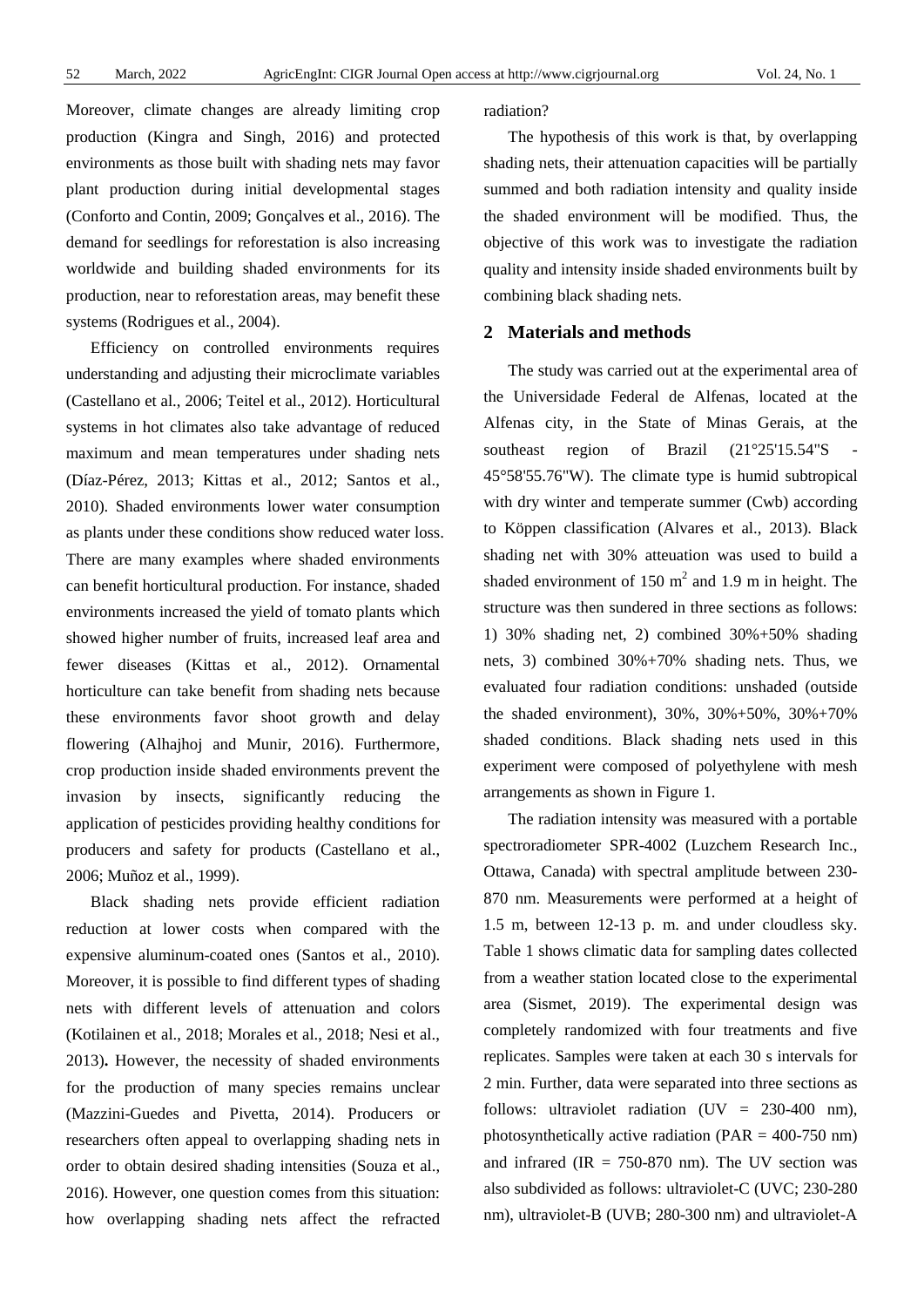Moreover, climate changes are already limiting crop production (Kingra and Singh, 2016) and protected environments as those built with shading nets may favor plant production during initial developmental stages (Conforto and Contin, 2009; Gonçalves et al., 2016). The demand for seedlings for reforestation is also increasing worldwide and building shaded environments for its production, near to reforestation areas, may benefit these systems (Rodrigues et al., 2004).

Efficiency on controlled environments requires understanding and adjusting their microclimate variables (Castellano et al., 2006; Teitel et al., 2012). Horticultural systems in hot climates also take advantage of reduced maximum and mean temperatures under shading nets (Díaz-Pérez, 2013; Kittas et al., 2012; Santos et al., 2010). Shaded environments lower water consumption as plants under these conditions show reduced water loss. There are many examples where shaded environments can benefit horticultural production. For instance, shaded environments increased the yield of tomato plants which showed higher number of fruits, increased leaf area and fewer diseases (Kittas et al., 2012). Ornamental horticulture can take benefit from shading nets because these environments favor shoot growth and delay flowering (Alhajhoj and Munir, 2016). Furthermore, crop production inside shaded environments prevent the invasion by insects, significantly reducing the application of pesticides providing healthy conditions for producers and safety for products (Castellano et al., 2006; Muñoz et al., 1999).

Black shading nets provide efficient radiation reduction at lower costs when compared with the expensive aluminum-coated ones (Santos et al., 2010). Moreover, it is possible to find different types of shading nets with different levels of attenuation and colors (Kotilainen et al., 2018; Morales et al., 2018; Nesi et al., 2013)**.** However, the necessity of shaded environments for the production of many species remains unclear (Mazzini-Guedes and Pivetta, 2014). Producers or researchers often appeal to overlapping shading nets in order to obtain desired shading intensities (Souza et al., 2016). However, one question comes from this situation: how overlapping shading nets affect the refracted radiation?

The hypothesis of this work is that, by overlapping shading nets, their attenuation capacities will be partially summed and both radiation intensity and quality inside the shaded environment will be modified. Thus, the objective of this work was to investigate the radiation quality and intensity inside shaded environments built by combining black shading nets.

## 2 Materials and methods

The study was carried out at the experimental area of the Universidade Federal de Alfenas, located at the Alfenas city, in the State of Minas Gerais, at the southeast region of Brazil (21°25'15.54"S - 45°58'55.76"W). The climate type is humid subtropical with dry winter and temperate summer (Cwb) according to Köppen classification (Alvares et al., 2013). Black shading net with 30% atteuation was used to build a shaded environment of 150 $m^2$ and 1.9 m in height. The structure was then sundered in three sections as follows: 1) 30% shading net, 2) combined 30%+50% shading nets, 3) combined 30%+70% shading nets. Thus, we evaluated four radiation conditions: unshaded (outside the shaded environment), 30%, 30%+50%, 30%+70% shaded conditions. Black shading nets used in this experiment were composed of polyethylene with mesh arrangements as shown in Figure 1.

The radiation intensity was measured with a portable spectroradiometer SPR-4002 (Luzchem Research Inc., Ottawa, Canada) with spectral amplitude between 230-870 nm. Measurements were performed at a height of 1.5 m, between 12-13 p. m. and under cloudless sky. Table 1 shows climatic data for sampling dates collected from a weather station located close to the experimental area (Sismet, 2019). The experimental design was completely randomized with four treatments and five replicates. Samples were taken at each 30 s intervals for 2 min. Further, data were separated into three sections as follows: ultraviolet radiation (UV = 230-400 nm), photosynthetically active radiation (PAR = 400-750 nm) and infrared (IR = 750-870 nm). The UV section was also subdivided as follows: ultraviolet-C (UVC; 230-280 nm), ultraviolet-B (UVB; 280-300 nm) and ultraviolet-A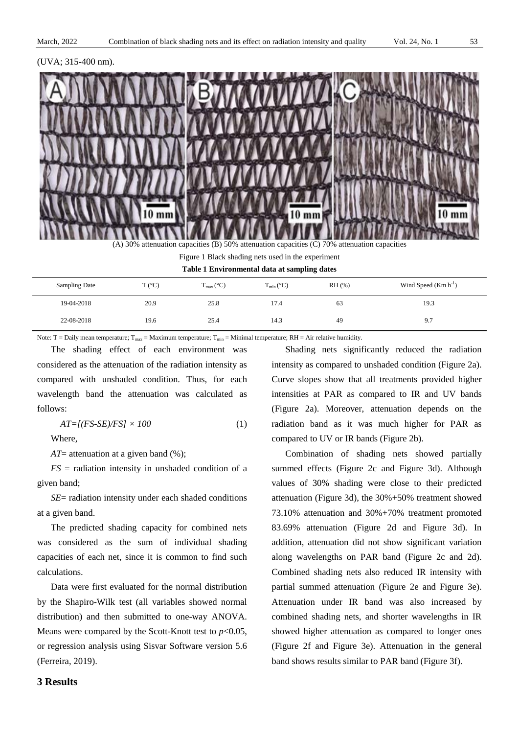(UVA; 315-400 nm).

(A) 30% attenuation capacities (B) 50% attenuation capacities (C) 70% attenuation capacities

Figure 1 Black shading nets used in the experiment

**Table 1 Environmental data at sampling dates**

| Sampling Date | T (°C) | $T_{max}$ (°C) | $T_{min}$ (°C) | RH (%) | Wind Speed (Km $h^{-1}$) |
|---|---|---|---|---|---|
| 19-04-2018 | 20.9 | 25.8 | 17.4 | 63 | 19.3 |
| 22-08-2018 | 19.6 | 25.4 | 14.3 | 49 | 9.7 |

Note: T = Daily mean temperature; $T_{max}$ = Maximum temperature; $T_{min}$ = Minimal temperature; RH = Air relative humidity.

The shading effect of each environment was considered as the attenuation of the radiation intensity as compared with unshaded condition. Thus, for each wavelength band the attenuation was calculated as follows:

$$AT=[(FS-SE)/FS] \times 100 \quad (1)$$

Where,

$AT$= attenuation at a given band (%);

$FS$ = radiation intensity in unshaded condition of a given band;

$SE$= radiation intensity under each shaded conditions at a given band.

The predicted shading capacity for combined nets was considered as the sum of individual shading capacities of each net, since it is common to find such calculations.

Data were first evaluated for the normal distribution by the Shapiro-Wilk test (all variables showed normal distribution) and then submitted to one-way ANOVA. Means were compared by the Scott-Knott test to $p$<0.05, or regression analysis using Sisvar Software version 5.6 (Ferreira, 2019).

## 3 Results

Shading nets significantly reduced the radiation intensity as compared to unshaded condition (Figure 2a). Curve slopes show that all treatments provided higher intensities at PAR as compared to IR and UV bands (Figure 2a). Moreover, attenuation depends on the radiation band as it was much higher for PAR as compared to UV or IR bands (Figure 2b).

Combination of shading nets showed partially summed effects (Figure 2c and Figure 3d). Although values of 30% shading were close to their predicted attenuation (Figure 3d), the 30%+50% treatment showed 73.10% attenuation and 30%+70% treatment promoted 83.69% attenuation (Figure 2d and Figure 3d). In addition, attenuation did not show significant variation along wavelengths on PAR band (Figure 2c and 2d). Combined shading nets also reduced IR intensity with partial summed attenuation (Figure 2e and Figure 3e). Attenuation under IR band was also increased by combined shading nets, and shorter wavelengths in IR showed higher attenuation as compared to longer ones (Figure 2f and Figure 3e). Attenuation in the general band shows results similar to PAR band (Figure 3f).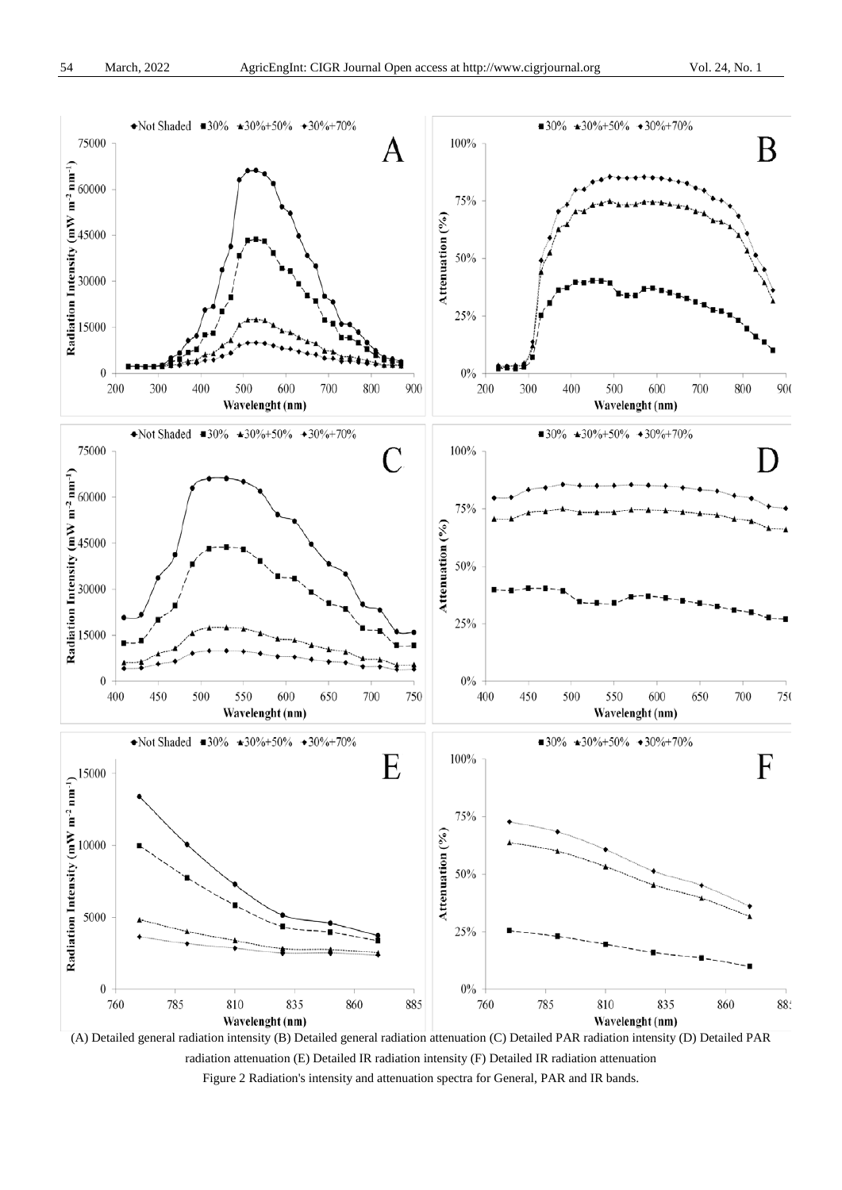(A) Detailed general radiation intensity (B) Detailed general radiation attenuation (C) Detailed PAR radiation intensity (D) Detailed PAR radiation attenuation (E) Detailed IR radiation intensity (F) Detailed IR radiation attenuation

Figure 2 Radiation's intensity and attenuation spectra for General, PAR and IR bands.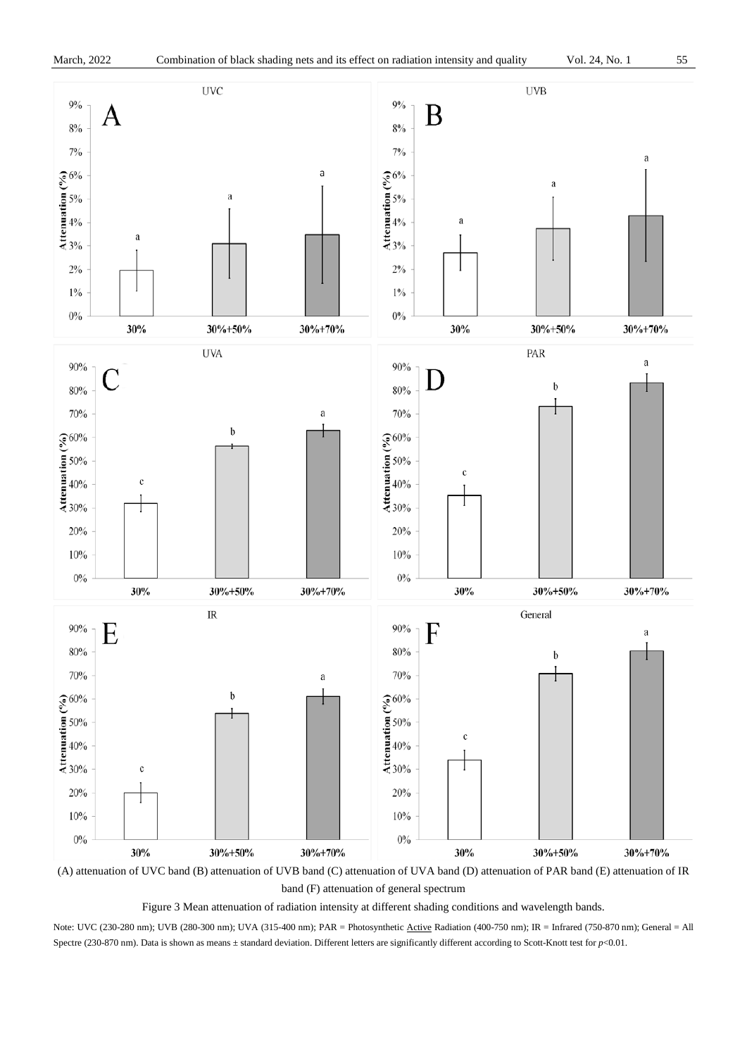(A) attenuation of UVC band (B) attenuation of UVB band (C) attenuation of UVA band (D) attenuation of PAR band (E) attenuation of IR band (F) attenuation of general spectrum

Figure 3 Mean attenuation of radiation intensity at different shading conditions and wavelength bands.

Note: UVC (230-280 nm); UVB (280-300 nm); UVA (315-400 nm); PAR = Photosynthetic Active Radiation (400-750 nm); IR = Infrared (750-870 nm); General = All Spectre (230-870 nm). Data is shown as means ± standard deviation. Different letters are significantly different according to Scott-Knott test for $p<0.01$.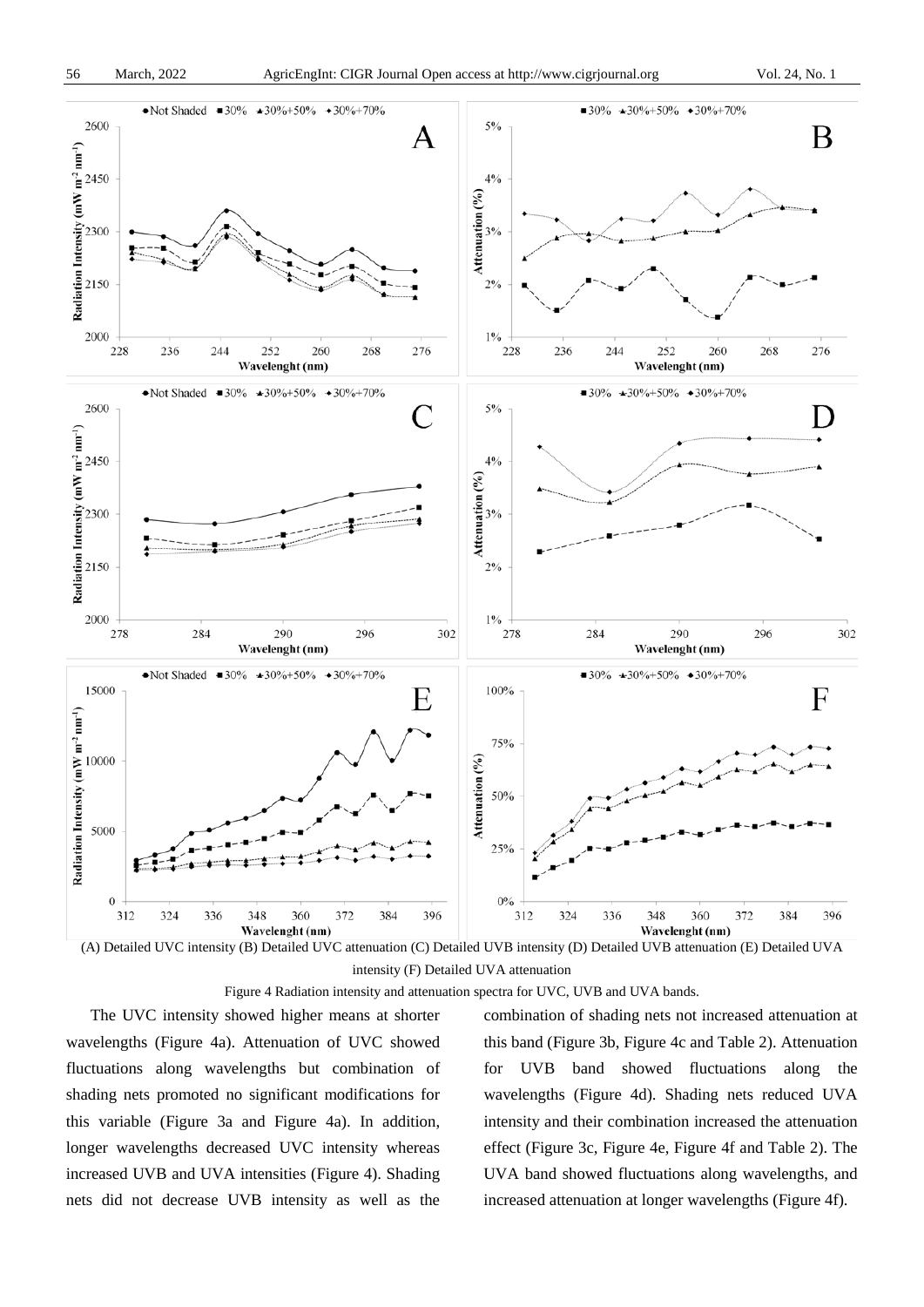(A) Detailed UVC intensity (B) Detailed UVC attenuation (C) Detailed UVB intensity (D) Detailed UVB attenuation (E) Detailed UVA intensity (F) Detailed UVA attenuation

Figure 4 Radiation intensity and attenuation spectra for UVC, UVB and UVA bands.

The UVC intensity showed higher means at shorter wavelengths (Figure 4a). Attenuation of UVC showed fluctuations along wavelengths but combination of shading nets promoted no significant modifications for this variable (Figure 3a and Figure 4a). In addition, longer wavelengths decreased UVC intensity whereas increased UVB and UVA intensities (Figure 4). Shading nets did not decrease UVB intensity as well as the combination of shading nets not increased attenuation at this band (Figure 3b, Figure 4c and Table 2). Attenuation for UVB band showed fluctuations along the wavelengths (Figure 4d). Shading nets reduced UVA intensity and their combination increased the attenuation effect (Figure 3c, Figure 4e, Figure 4f and Table 2). The UVA band showed fluctuations along wavelengths, and increased attenuation at longer wavelengths (Figure 4f).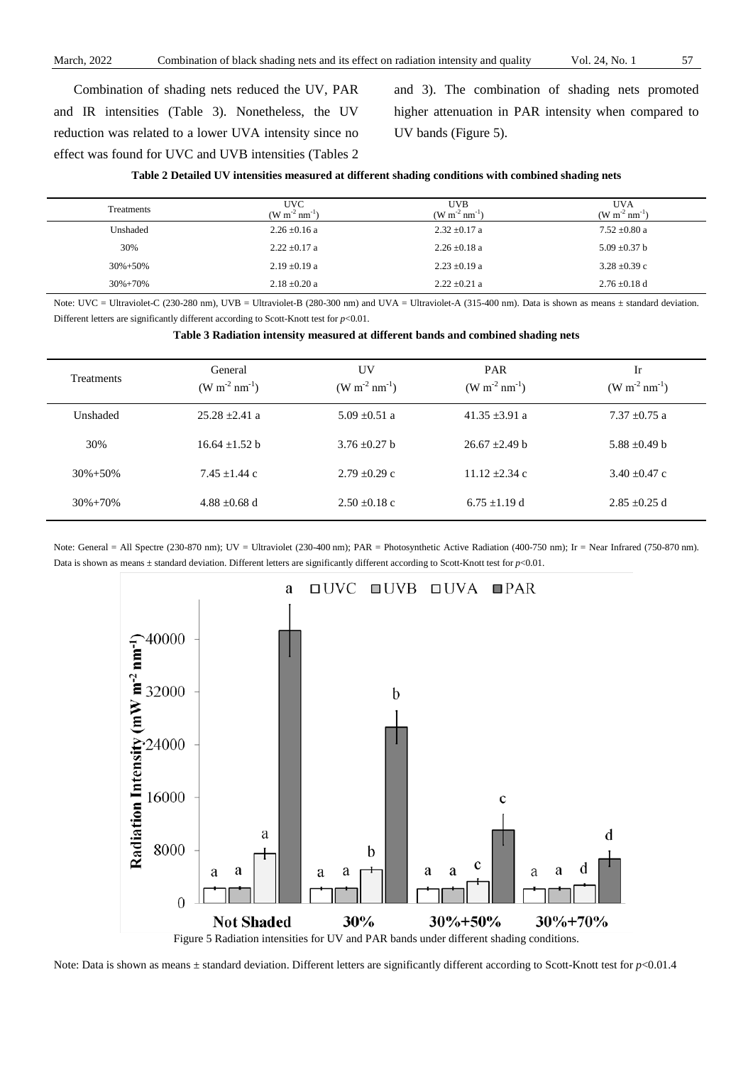Combination of shading nets reduced the UV, PAR and IR intensities (Table 3). Nonetheless, the UV reduction was related to a lower UVA intensity since no effect was found for UVC and UVB intensities (Tables 2 and 3). The combination of shading nets promoted higher attenuation in PAR intensity when compared to UV bands (Figure 5).

**Table 2 Detailed UV intensities measured at different shading conditions with combined shading nets**

| Treatments | UVC ($W\ m^{-2}\ nm^{-1}$) | UVB ($W\ m^{-2}\ nm^{-1}$) | UVA ($W\ m^{-2}\ nm^{-1}$) |
|---|---|---|---|
| Unshaded | 2.26 ±0.16 a | 2.32 ±0.17 a | 7.52 ±0.80 a |
| 30% | 2.22 ±0.17 a | 2.26 ±0.18 a | 5.09 ±0.37 b |
| 30%+50% | 2.19 ±0.19 a | 2.23 ±0.19 a | 3.28 ±0.39 c |
| 30%+70% | 2.18 ±0.20 a | 2.22 ±0.21 a | 2.76 ±0.18 d |

Note: UVC = Ultraviolet-C (230-280 nm), UVB = Ultraviolet-B (280-300 nm) and UVA = Ultraviolet-A (315-400 nm). Data is shown as means ± standard deviation. Different letters are significantly different according to Scott-Knott test for $p$<0.01.

**Table 3 Radiation intensity measured at different bands and combined shading nets**

| Treatments | General ($W\ m^{-2}\ nm^{-1}$) | UV ($W\ m^{-2}\ nm^{-1}$) | PAR ($W\ m^{-2}\ nm^{-1}$) | Ir ($W\ m^{-2}\ nm^{-1}$) |
|---|---|---|---|---|
| Unshaded | 25.28 ±2.41 a | 5.09 ±0.51 a | 41.35 ±3.91 a | 7.37 ±0.75 a |
| 30% | 16.64 ±1.52 b | 3.76 ±0.27 b | 26.67 ±2.49 b | 5.88 ±0.49 b |
| 30%+50% | 7.45 ±1.44 c | 2.79 ±0.29 c | 11.12 ±2.34 c | 3.40 ±0.47 c |
| 30%+70% | 4.88 ±0.68 d | 2.50 ±0.18 c | 6.75 ±1.19 d | 2.85 ±0.25 d |

Note: General = All Spectre (230-870 nm); UV = Ultraviolet (230-400 nm); PAR = Photosynthetic Active Radiation (400-750 nm); Ir = Near Infrared (750-870 nm). Data is shown as means ± standard deviation. Different letters are significantly different according to Scott-Knott test for $p$<0.01.

Figure 5 Radiation intensities for UV and PAR bands under different shading conditions.

Note: Data is shown as means ± standard deviation. Different letters are significantly different according to Scott-Knott test for $p$<0.01.4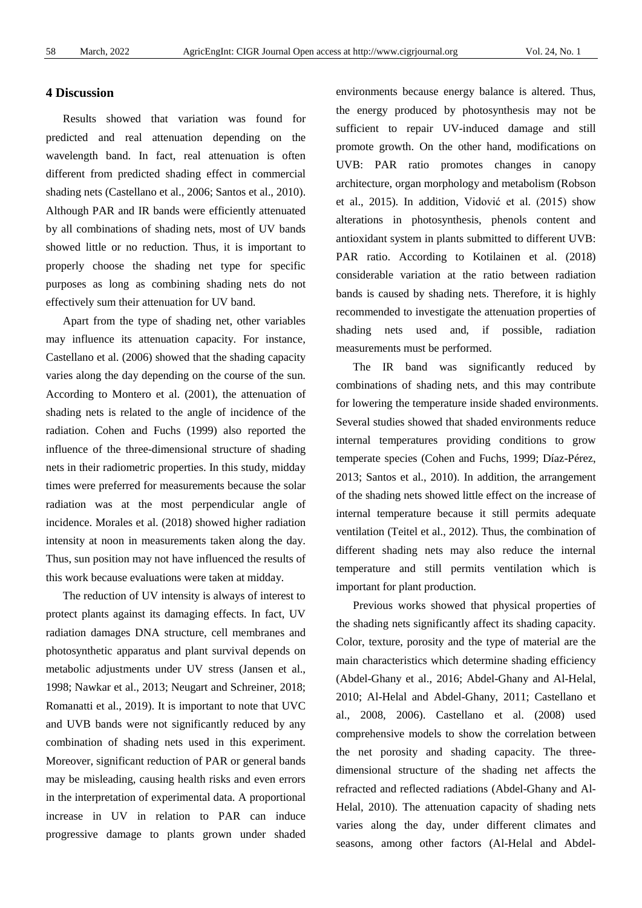## 4 Discussion

Results showed that variation was found for predicted and real attenuation depending on the wavelength band. In fact, real attenuation is often different from predicted shading effect in commercial shading nets (Castellano et al., 2006; Santos et al., 2010). Although PAR and IR bands were efficiently attenuated by all combinations of shading nets, most of UV bands showed little or no reduction. Thus, it is important to properly choose the shading net type for specific purposes as long as combining shading nets do not effectively sum their attenuation for UV band.

Apart from the type of shading net, other variables may influence its attenuation capacity. For instance, Castellano et al. (2006) showed that the shading capacity varies along the day depending on the course of the sun. According to Montero et al. (2001), the attenuation of shading nets is related to the angle of incidence of the radiation. Cohen and Fuchs (1999) also reported the influence of the three-dimensional structure of shading nets in their radiometric properties. In this study, midday times were preferred for measurements because the solar radiation was at the most perpendicular angle of incidence. Morales et al. (2018) showed higher radiation intensity at noon in measurements taken along the day. Thus, sun position may not have influenced the results of this work because evaluations were taken at midday.

The reduction of UV intensity is always of interest to protect plants against its damaging effects. In fact, UV radiation damages DNA structure, cell membranes and photosynthetic apparatus and plant survival depends on metabolic adjustments under UV stress (Jansen et al., 1998; Nawkar et al., 2013; Neugart and Schreiner, 2018; Romanatti et al., 2019). It is important to note that UVC and UVB bands were not significantly reduced by any combination of shading nets used in this experiment. Moreover, significant reduction of PAR or general bands may be misleading, causing health risks and even errors in the interpretation of experimental data. A proportional increase in UV in relation to PAR can induce progressive damage to plants grown under shaded environments because energy balance is altered. Thus, the energy produced by photosynthesis may not be sufficient to repair UV-induced damage and still promote growth. On the other hand, modifications on UVB: PAR ratio promotes changes in canopy architecture, organ morphology and metabolism (Robson et al., 2015). In addition, Vidović et al. (2015) show alterations in photosynthesis, phenols content and antioxidant system in plants submitted to different UVB: PAR ratio. According to Kotilainen et al. (2018) considerable variation at the ratio between radiation bands is caused by shading nets. Therefore, it is highly recommended to investigate the attenuation properties of shading nets used and, if possible, radiation measurements must be performed.

The IR band was significantly reduced by combinations of shading nets, and this may contribute for lowering the temperature inside shaded environments. Several studies showed that shaded environments reduce internal temperatures providing conditions to grow temperate species (Cohen and Fuchs, 1999; Díaz-Pérez, 2013; Santos et al., 2010). In addition, the arrangement of the shading nets showed little effect on the increase of internal temperature because it still permits adequate ventilation (Teitel et al., 2012). Thus, the combination of different shading nets may also reduce the internal temperature and still permits ventilation which is important for plant production.

Previous works showed that physical properties of the shading nets significantly affect its shading capacity. Color, texture, porosity and the type of material are the main characteristics which determine shading efficiency (Abdel-Ghany et al., 2016; Abdel-Ghany and Al-Helal, 2010; Al-Helal and Abdel-Ghany, 2011; Castellano et al., 2008, 2006). Castellano et al. (2008) used comprehensive models to show the correlation between the net porosity and shading capacity. The three-dimensional structure of the shading net affects the refracted and reflected radiations (Abdel-Ghany and Al-Helal, 2010). The attenuation capacity of shading nets varies along the day, under different climates and seasons, among other factors (Al-Helal and Abdel-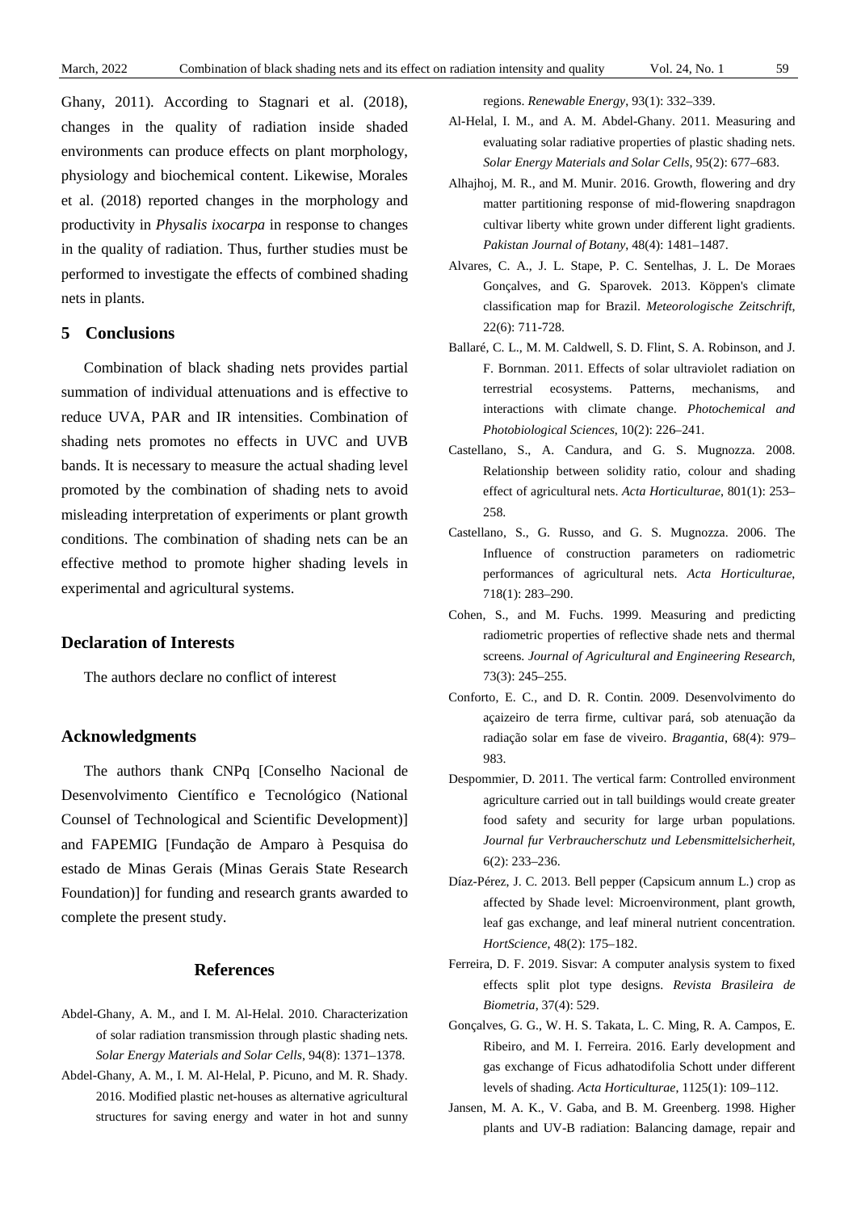Ghany, 2011). According to Stagnari et al. (2018), changes in the quality of radiation inside shaded environments can produce effects on plant morphology, physiology and biochemical content. Likewise, Morales et al. (2018) reported changes in the morphology and productivity in *Physalis ixocarpa* in response to changes in the quality of radiation. Thus, further studies must be performed to investigate the effects of combined shading nets in plants.

## 5 Conclusions

Combination of black shading nets provides partial summation of individual attenuations and is effective to reduce UVA, PAR and IR intensities. Combination of shading nets promotes no effects in UVC and UVB bands. It is necessary to measure the actual shading level promoted by the combination of shading nets to avoid misleading interpretation of experiments or plant growth conditions. The combination of shading nets can be an effective method to promote higher shading levels in experimental and agricultural systems.

## Declaration of Interests

The authors declare no conflict of interest

## Acknowledgments

The authors thank CNPq [Conselho Nacional de Desenvolvimento Científico e Tecnológico (National Counsel of Technological and Scientific Development)] and FAPEMIG [Fundação de Amparo à Pesquisa do estado de Minas Gerais (Minas Gerais State Research Foundation)] for funding and research grants awarded to complete the present study.

## References

Abdel-Ghany, A. M., and I. M. Al-Helal. 2010. Characterization of solar radiation transmission through plastic shading nets. *Solar Energy Materials and Solar Cells*, 94(8): 1371–1378.

Abdel-Ghany, A. M., I. M. Al-Helal, P. Picuno, and M. R. Shady. 2016. Modified plastic net-houses as alternative agricultural structures for saving energy and water in hot and sunny regions. *Renewable Energy*, 93(1): 332–339.

Al-Helal, I. M., and A. M. Abdel-Ghany. 2011. Measuring and evaluating solar radiative properties of plastic shading nets. *Solar Energy Materials and Solar Cells*, 95(2): 677–683.

Alhajhoj, M. R., and M. Munir. 2016. Growth, flowering and dry matter partitioning response of mid-flowering snapdragon cultivar liberty white grown under different light gradients. *Pakistan Journal of Botany*, 48(4): 1481–1487.

Alvares, C. A., J. L. Stape, P. C. Sentelhas, J. L. De Moraes Gonçalves, and G. Sparovek. 2013. Köppen's climate classification map for Brazil. *Meteorologische Zeitschrift*, 22(6): 711-728.

Ballaré, C. L., M. M. Caldwell, S. D. Flint, S. A. Robinson, and J. F. Bornman. 2011. Effects of solar ultraviolet radiation on terrestrial ecosystems. Patterns, mechanisms, and interactions with climate change. *Photochemical and Photobiological Sciences*, 10(2): 226–241.

Castellano, S., A. Candura, and G. S. Mugnozza. 2008. Relationship between solidity ratio, colour and shading effect of agricultural nets. *Acta Horticulturae*, 801(1): 253–258.

Castellano, S., G. Russo, and G. S. Mugnozza. 2006. The Influence of construction parameters on radiometric performances of agricultural nets. *Acta Horticulturae*, 718(1): 283–290.

Cohen, S., and M. Fuchs. 1999. Measuring and predicting radiometric properties of reflective shade nets and thermal screens. *Journal of Agricultural and Engineering Research*, 73(3): 245–255.

Conforto, E. C., and D. R. Contin. 2009. Desenvolvimento do açaizeiro de terra firme, cultivar pará, sob atenuação da radiação solar em fase de viveiro. *Bragantia*, 68(4): 979–983.

Despommier, D. 2011. The vertical farm: Controlled environment agriculture carried out in tall buildings would create greater food safety and security for large urban populations. *Journal fur Verbraucherschutz und Lebensmittelsicherheit*, 6(2): 233–236.

Díaz-Pérez, J. C. 2013. Bell pepper (Capsicum annum L.) crop as affected by Shade level: Microenvironment, plant growth, leaf gas exchange, and leaf mineral nutrient concentration. *HortScience*, 48(2): 175–182.

Ferreira, D. F. 2019. Sisvar: A computer analysis system to fixed effects split plot type designs. *Revista Brasileira de Biometria*, 37(4): 529.

Gonçalves, G. G., W. H. S. Takata, L. C. Ming, R. A. Campos, E. Ribeiro, and M. I. Ferreira. 2016. Early development and gas exchange of Ficus adhatodifolia Schott under different levels of shading. *Acta Horticulturae*, 1125(1): 109–112.

Jansen, M. A. K., V. Gaba, and B. M. Greenberg. 1998. Higher plants and UV-B radiation: Balancing damage, repair and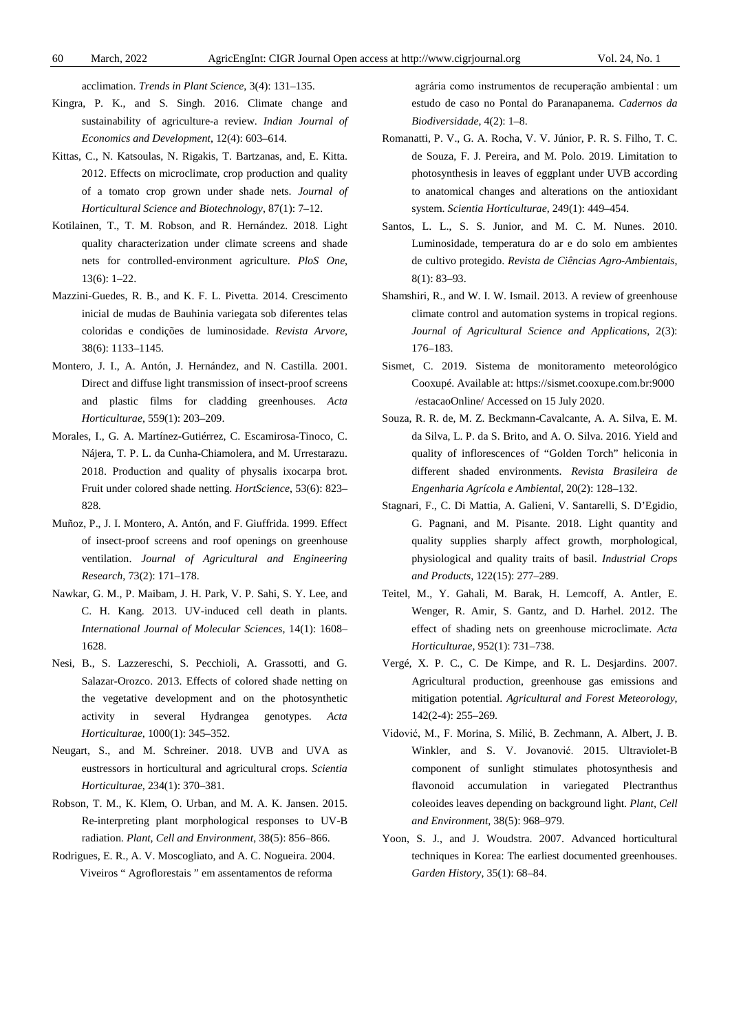acclimation. *Trends in Plant Science*, 3(4): 131–135.

Kingra, P. K., and S. Singh. 2016. Climate change and sustainability of agriculture-a review. *Indian Journal of Economics and Development*, 12(4): 603–614.

Kittas, C., N. Katsoulas, N. Rigakis, T. Bartzanas, and, E. Kitta. 2012. Effects on microclimate, crop production and quality of a tomato crop grown under shade nets. *Journal of Horticultural Science and Biotechnology*, 87(1): 7–12.

Kotilainen, T., T. M. Robson, and R. Hernández. 2018. Light quality characterization under climate screens and shade nets for controlled-environment agriculture. *PloS One*, 13(6): 1–22.

Mazzini-Guedes, R. B., and K. F. L. Pivetta. 2014. Crescimento inicial de mudas de Bauhinia variegata sob diferentes telas coloridas e condições de luminosidade. *Revista Arvore*, 38(6): 1133–1145.

Montero, J. I., A. Antón, J. Hernández, and N. Castilla. 2001. Direct and diffuse light transmission of insect-proof screens and plastic films for cladding greenhouses. *Acta Horticulturae*, 559(1): 203–209.

Morales, I., G. A. Martínez-Gutiérrez, C. Escamirosa-Tinoco, C. Nájera, T. P. L. da Cunha-Chiamolera, and M. Urrestarazu. 2018. Production and quality of physalis ixocarpa brot. Fruit under colored shade netting. *HortScience*, 53(6): 823–828.

Muñoz, P., J. I. Montero, A. Antón, and F. Giuffrida. 1999. Effect of insect-proof screens and roof openings on greenhouse ventilation. *Journal of Agricultural and Engineering Research*, 73(2): 171–178.

Nawkar, G. M., P. Maibam, J. H. Park, V. P. Sahi, S. Y. Lee, and C. H. Kang. 2013. UV-induced cell death in plants. *International Journal of Molecular Sciences*, 14(1): 1608–1628.

Nesi, B., S. Lazzereschi, S. Pecchioli, A. Grassotti, and G. Salazar-Orozco. 2013. Effects of colored shade netting on the vegetative development and on the photosynthetic activity in several Hydrangea genotypes. *Acta Horticulturae*, 1000(1): 345–352.

Neugart, S., and M. Schreiner. 2018. UVB and UVA as eustressors in horticultural and agricultural crops. *Scientia Horticulturae*, 234(1): 370–381.

Robson, T. M., K. Klem, O. Urban, and M. A. K. Jansen. 2015. Re-interpreting plant morphological responses to UV-B radiation. *Plant, Cell and Environment*, 38(5): 856–866.

Rodrigues, E. R., A. V. Moscogliato, and A. C. Nogueira. 2004. Viveiros " Agroflorestais " em assentamentos de reforma agrária como instrumentos de recuperação ambiental : um estudo de caso no Pontal do Paranapanema. *Cadernos da Biodiversidade*, 4(2): 1–8.

Romanatti, P. V., G. A. Rocha, V. V. Júnior, P. R. S. Filho, T. C. de Souza, F. J. Pereira, and M. Polo. 2019. Limitation to photosynthesis in leaves of eggplant under UVB according to anatomical changes and alterations on the antioxidant system. *Scientia Horticulturae*, 249(1): 449–454.

Santos, L. L., S. S. Junior, and M. C. M. Nunes. 2010. Luminosidade, temperatura do ar e do solo em ambientes de cultivo protegido. *Revista de Ciências Agro-Ambientais*, 8(1): 83–93.

Shamshiri, R., and W. I. W. Ismail. 2013. A review of greenhouse climate control and automation systems in tropical regions. *Journal of Agricultural Science and Applications*, 2(3): 176–183.

Sismet, C. 2019. Sistema de monitoramento meteorológico Cooxupé. Available at: https://sismet.cooxupe.com.br:9000/estacaoOnline/ Accessed on 15 July 2020.

Souza, R. R. de, M. Z. Beckmann-Cavalcante, A. A. Silva, E. M. da Silva, L. P. da S. Brito, and A. O. Silva. 2016. Yield and quality of inflorescences of "Golden Torch" heliconia in different shaded environments. *Revista Brasileira de Engenharia Agrícola e Ambiental*, 20(2): 128–132.

Stagnari, F., C. Di Mattia, A. Galieni, V. Santarelli, S. D'Egidio, G. Pagnani, and M. Pisante. 2018. Light quantity and quality supplies sharply affect growth, morphological, physiological and quality traits of basil. *Industrial Crops and Products*, 122(15): 277–289.

Teitel, M., Y. Gahali, M. Barak, H. Lemcoff, A. Antler, E. Wenger, R. Amir, S. Gantz, and D. Harhel. 2012. The effect of shading nets on greenhouse microclimate. *Acta Horticulturae*, 952(1): 731–738.

Vergé, X. P. C., C. De Kimpe, and R. L. Desjardins. 2007. Agricultural production, greenhouse gas emissions and mitigation potential. *Agricultural and Forest Meteorology*, 142(2-4): 255–269.

Vidović, M., F. Morina, S. Milić, B. Zechmann, A. Albert, J. B. Winkler, and S. V. Jovanović. 2015. Ultraviolet-B component of sunlight stimulates photosynthesis and flavonoid accumulation in variegated Plectranthus coleoides leaves depending on background light. *Plant, Cell and Environment*, 38(5): 968–979.

Yoon, S. J., and J. Woudstra. 2007. Advanced horticultural techniques in Korea: The earliest documented greenhouses. *Garden History*, 35(1): 68–84.